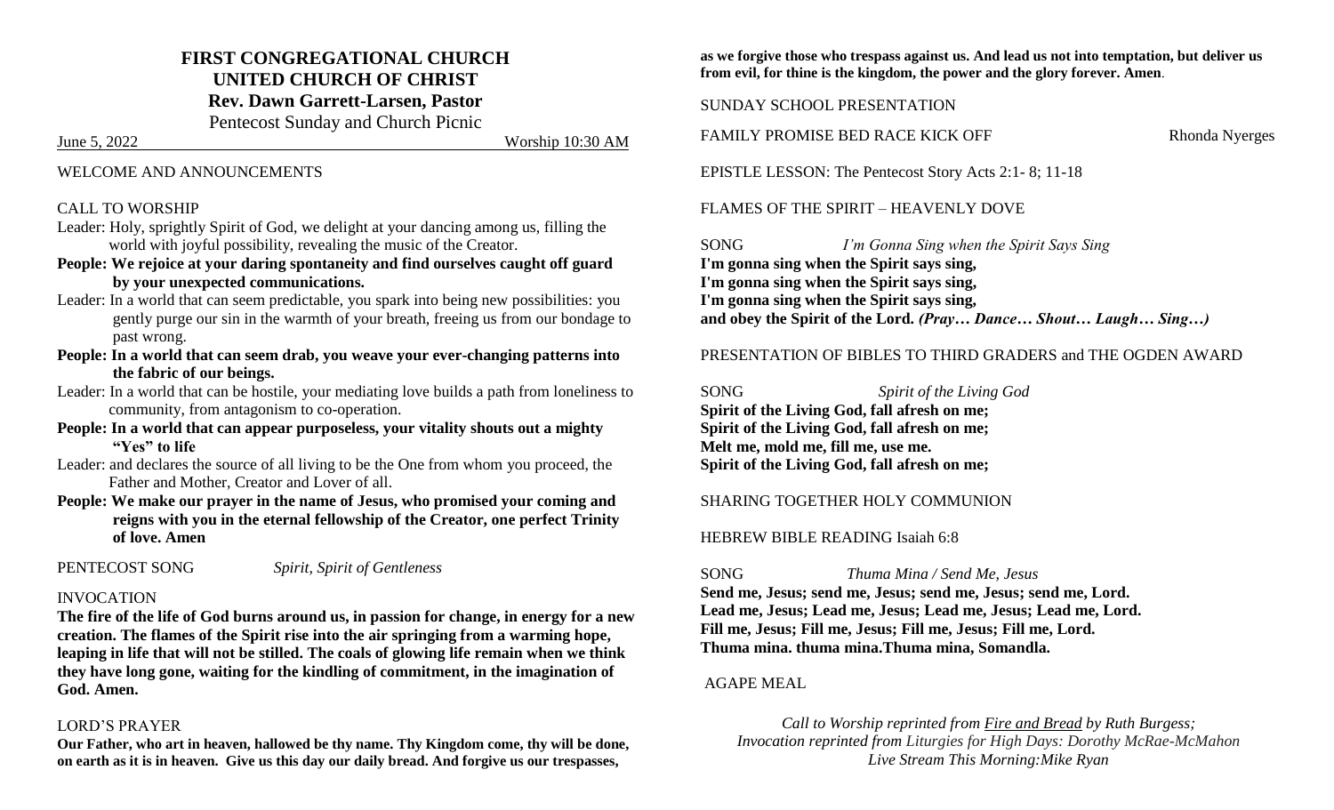# FIRST CONGREGATIONAL CHURCH
## UNITED CHURCH OF CHRIST
### Rev. Dawn Garrett-Larsen, Pastor

Pentecost Sunday and Church Picnic

June 5, 2022 Worship 10:30 AM

WELCOME AND ANNOUNCEMENTS

CALL TO WORSHIP

Leader: Holy, sprightly Spirit of God, we delight at your dancing among us, filling the world with joyful possibility, revealing the music of the Creator.

**People: We rejoice at your daring spontaneity and find ourselves caught off guard by your unexpected communications.**

Leader: In a world that can seem predictable, you spark into being new possibilities: you gently purge our sin in the warmth of your breath, freeing us from our bondage to past wrong.

**People: In a world that can seem drab, you weave your ever-changing patterns into the fabric of our beings.**

Leader: In a world that can be hostile, your mediating love builds a path from loneliness to community, from antagonism to co-operation.

**People: In a world that can appear purposeless, your vitality shouts out a mighty "Yes" to life**

Leader: and declares the source of all living to be the One from whom you proceed, the Father and Mother, Creator and Lover of all.

**People: We make our prayer in the name of Jesus, who promised your coming and reigns with you in the eternal fellowship of the Creator, one perfect Trinity of love. Amen**

PENTECOST SONG *Spirit, Spirit of Gentleness*

INVOCATION

**The fire of the life of God burns around us, in passion for change, in energy for a new creation. The flames of the Spirit rise into the air springing from a warming hope, leaping in life that will not be stilled. The coals of glowing life remain when we think they have long gone, waiting for the kindling of commitment, in the imagination of God. Amen.**

LORD'S PRAYER

**Our Father, who art in heaven, hallowed be thy name. Thy Kingdom come, thy will be done, on earth as it is in heaven. Give us this day our daily bread. And forgive us our trespasses, as we forgive those who trespass against us. And lead us not into temptation, but deliver us from evil, for thine is the kingdom, the power and the glory forever. Amen**.

SUNDAY SCHOOL PRESENTATION

FAMILY PROMISE BED RACE KICK OFF Rhonda Nyerges

EPISTLE LESSON: The Pentecost Story Acts 2:1- 8; 11-18

FLAMES OF THE SPIRIT – HEAVENLY DOVE

SONG *I'm Gonna Sing when the Spirit Says Sing*

**I'm gonna sing when the Spirit says sing,**
**I'm gonna sing when the Spirit says sing,**
**I'm gonna sing when the Spirit says sing,**
**and obey the Spirit of the Lord.** ***(Pray… Dance… Shout… Laugh… Sing…)***

PRESENTATION OF BIBLES TO THIRD GRADERS and THE OGDEN AWARD

SONG *Spirit of the Living God*

**Spirit of the Living God, fall afresh on me;**
**Spirit of the Living God, fall afresh on me;**
**Melt me, mold me, fill me, use me.**
**Spirit of the Living God, fall afresh on me;**

SHARING TOGETHER HOLY COMMUNION

HEBREW BIBLE READING Isaiah 6:8

SONG *Thuma Mina / Send Me, Jesus*

**Send me, Jesus; send me, Jesus; send me, Jesus; send me, Lord.**
**Lead me, Jesus; Lead me, Jesus; Lead me, Jesus; Lead me, Lord.**
**Fill me, Jesus; Fill me, Jesus; Fill me, Jesus; Fill me, Lord.**
**Thuma mina. thuma mina.Thuma mina, Somandla.**

AGAPE MEAL

*Call to Worship reprinted from Fire and Bread by Ruth Burgess;*
*Invocation reprinted from Liturgies for High Days: Dorothy McRae-McMahon*
*Live Stream This Morning:Mike Ryan*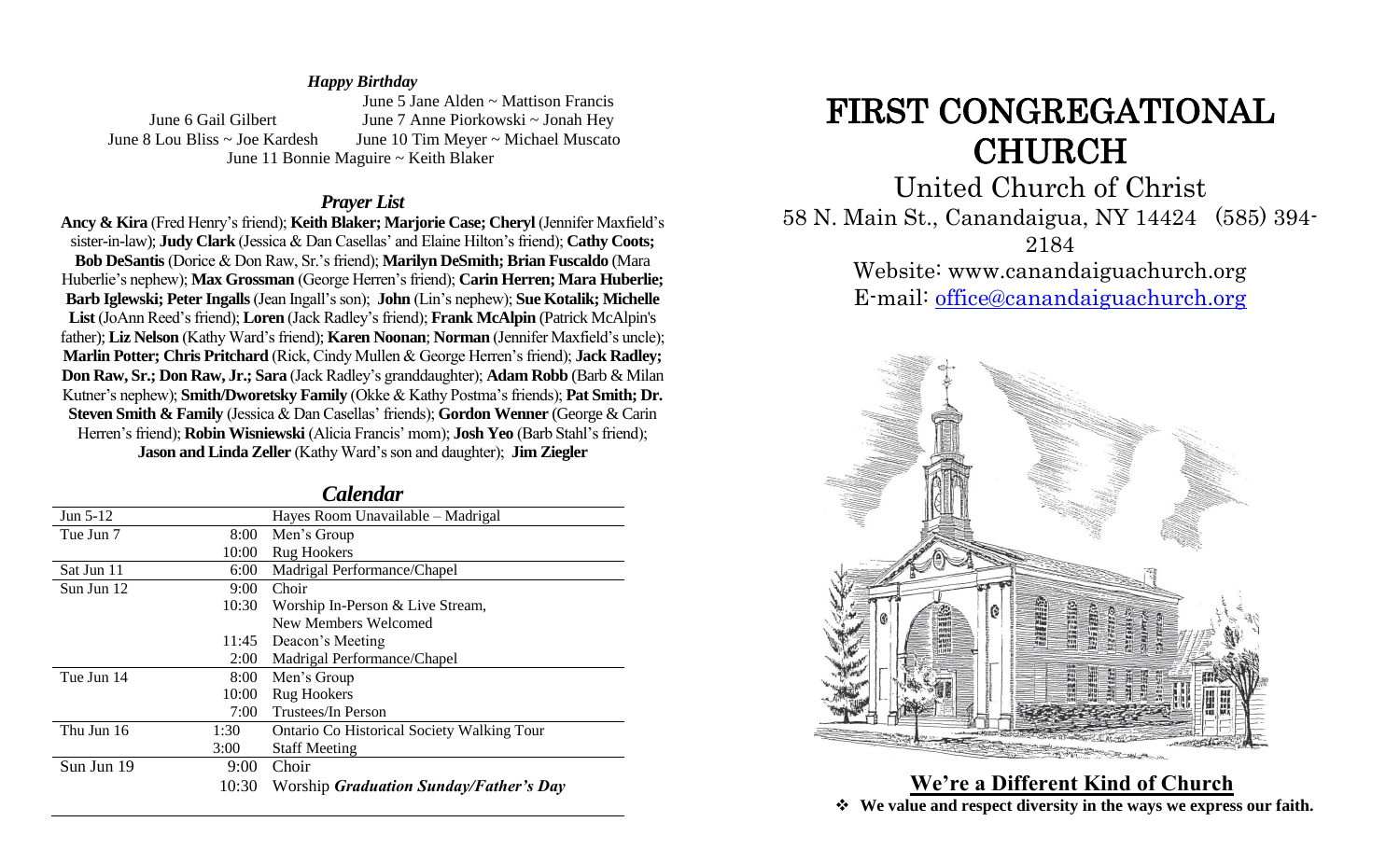*Happy Birthday*

June 5 Jane Alden ~ Mattison Francis
June 6 Gail Gilbert    June 7 Anne Piorkowski ~ Jonah Hey
June 8 Lou Bliss ~ Joe Kardesh    June 10 Tim Meyer ~ Michael Muscato
June 11 Bonnie Maguire ~ Keith Blaker

*Prayer List*

**Ancy & Kira** (Fred Henry's friend); **Keith Blaker; Marjorie Case; Cheryl** (Jennifer Maxfield's sister-in-law); **Judy Clark** (Jessica & Dan Casellas' and Elaine Hilton's friend); **Cathy Coots; Bob DeSantis** (Dorice & Don Raw, Sr.'s friend); **Marilyn DeSmith; Brian Fuscaldo** (Mara Huberlie's nephew); **Max Grossman** (George Herren's friend); **Carin Herren; Mara Huberlie; Barb Iglewski; Peter Ingalls** (Jean Ingall's son); **John** (Lin's nephew); **Sue Kotalik; Michelle List** (JoAnn Reed's friend); **Loren** (Jack Radley's friend); **Frank McAlpin** (Patrick McAlpin's father); **Liz Nelson** (Kathy Ward's friend); **Karen Noonan**; **Norman** (Jennifer Maxfield's uncle); **Marlin Potter; Chris Pritchard** (Rick, Cindy Mullen & George Herren's friend); **Jack Radley; Don Raw, Sr.; Don Raw, Jr.; Sara** (Jack Radley's granddaughter); **Adam Robb** (Barb & Milan Kutner's nephew); **Smith/Dworetsky Family** (Okke & Kathy Postma's friends); **Pat Smith; Dr. Steven Smith & Family** (Jessica & Dan Casellas' friends); **Gordon Wenner** (George & Carin Herren's friend); **Robin Wisniewski** (Alicia Francis' mom); **Josh Yeo** (Barb Stahl's friend); **Jason and Linda Zeller** (Kathy Ward's son and daughter); **Jim Ziegler**

*Calendar*

| | | |
|---|---|---|
| Jun 5-12 | | Hayes Room Unavailable – Madrigal |
| Tue Jun 7 | 8:00 | Men's Group |
| | 10:00 | Rug Hookers |
| Sat Jun 11 | 6:00 | Madrigal Performance/Chapel |
| Sun Jun 12 | 9:00 | Choir |
| | 10:30 | Worship In-Person & Live Stream, New Members Welcomed |
| | 11:45 | Deacon's Meeting |
| | 2:00 | Madrigal Performance/Chapel |
| Tue Jun 14 | 8:00 | Men's Group |
| | 10:00 | Rug Hookers |
| | 7:00 | Trustees/In Person |
| Thu Jun 16 | 1:30 | Ontario Co Historical Society Walking Tour |
| | 3:00 | Staff Meeting |
| Sun Jun 19 | 9:00 | Choir |
| | 10:30 | Worship *Graduation Sunday/Father's Day* |

# FIRST CONGREGATIONAL CHURCH

United Church of Christ
58 N. Main St., Canandaigua, NY 14424 (585) 394-2184
Website: www.canandaiguachurch.org
E-mail: office@canandaiguachurch.org

**We're a Different Kind of Church**

- **We value and respect diversity in the ways we express our faith.**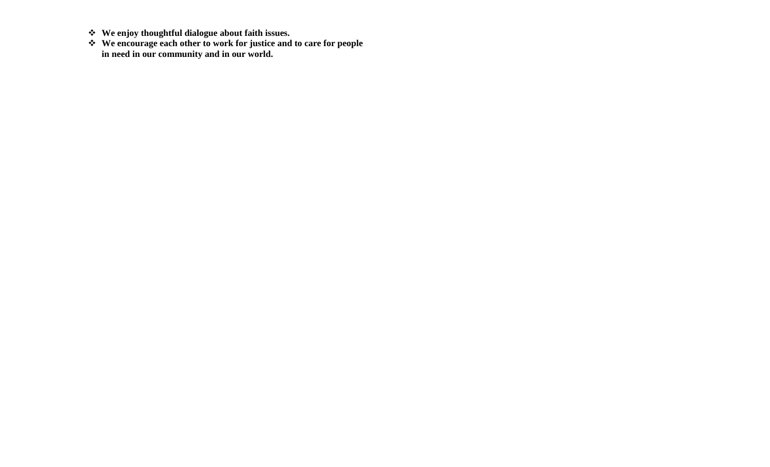- **We enjoy thoughtful dialogue about faith issues.**
- **We encourage each other to work for justice and to care for people in need in our community and in our world.**